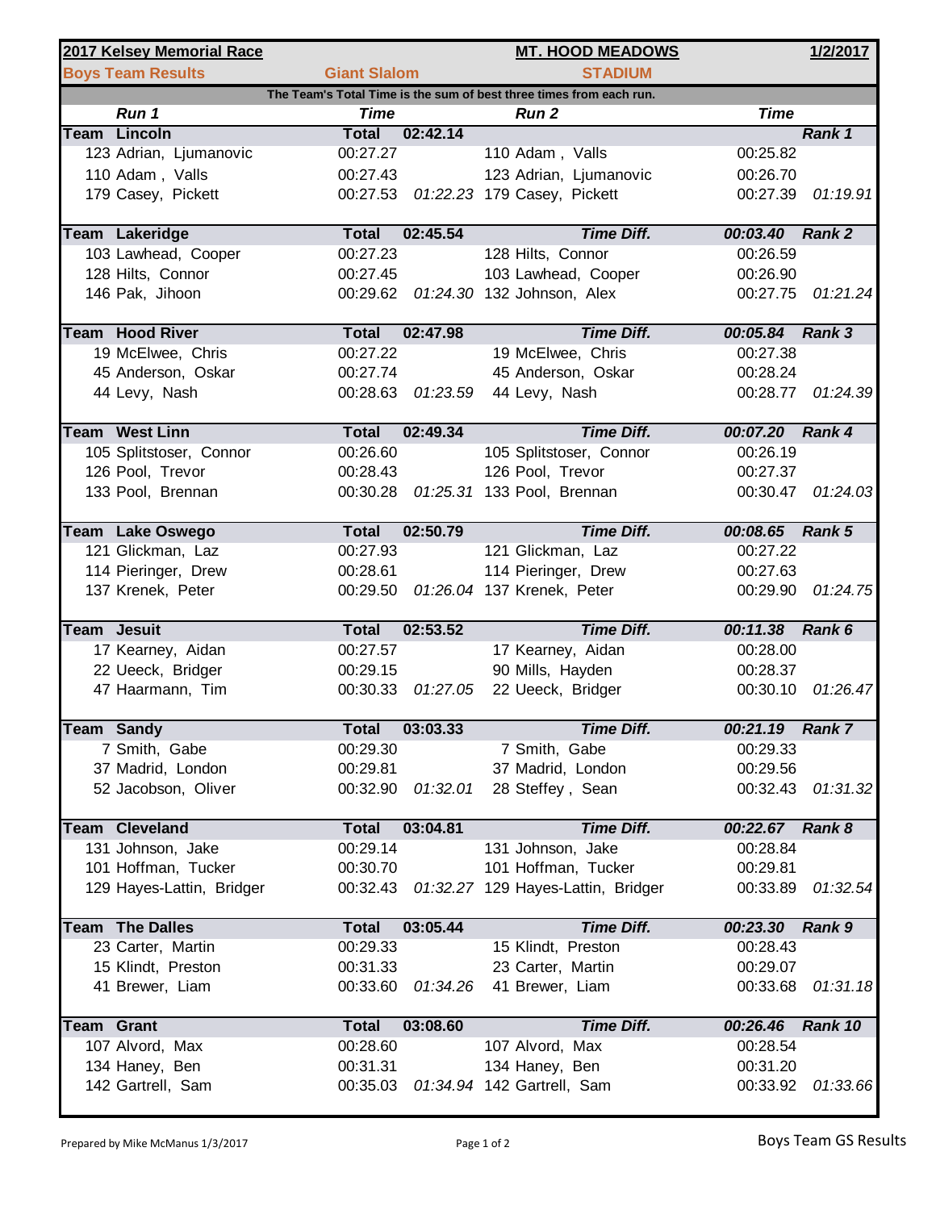| 2017 Kelsey Memorial Race | | | MT. HOOD MEADOWS | | 1/2/2017 |
|---|---|---|---|---|---|
| **Boys Team Results** | **Giant Slalom** | | **STADIUM** | | |
| The Team's Total Time is the sum of best three times from each run. | | | | | |
| ***Run 1*** | ***Time*** | | ***Run 2*** | ***Time*** | |
| **Team Lincoln** | **Total** | **02:42.14** | | | ***Rank 1*** |
| 123 Adrian, Ljumanovic | 00:27.27 | | 110 Adam , Valls | 00:25.82 | |
| 110 Adam , Valls | 00:27.43 | | 123 Adrian, Ljumanovic | 00:26.70 | |
| 179 Casey, Pickett | 00:27.53 | *01:22.23* | 179 Casey, Pickett | 00:27.39 | *01:19.91* |
| **Team Lakeridge** | **Total** | **02:45.54** | ***Time Diff.*** | ***00:03.40*** | ***Rank 2*** |
| 103 Lawhead, Cooper | 00:27.23 | | 128 Hilts, Connor | 00:26.59 | |
| 128 Hilts, Connor | 00:27.45 | | 103 Lawhead, Cooper | 00:26.90 | |
| 146 Pak, Jihoon | 00:29.62 | *01:24.30* | 132 Johnson, Alex | 00:27.75 | *01:21.24* |
| **Team Hood River** | **Total** | **02:47.98** | ***Time Diff.*** | ***00:05.84*** | ***Rank 3*** |
| 19 McElwee, Chris | 00:27.22 | | 19 McElwee, Chris | 00:27.38 | |
| 45 Anderson, Oskar | 00:27.74 | | 45 Anderson, Oskar | 00:28.24 | |
| 44 Levy, Nash | 00:28.63 | *01:23.59* | 44 Levy, Nash | 00:28.77 | *01:24.39* |
| **Team West Linn** | **Total** | **02:49.34** | ***Time Diff.*** | ***00:07.20*** | ***Rank 4*** |
| 105 Splitstoser, Connor | 00:26.60 | | 105 Splitstoser, Connor | 00:26.19 | |
| 126 Pool, Trevor | 00:28.43 | | 126 Pool, Trevor | 00:27.37 | |
| 133 Pool, Brennan | 00:30.28 | *01:25.31* | 133 Pool, Brennan | 00:30.47 | *01:24.03* |
| **Team Lake Oswego** | **Total** | **02:50.79** | ***Time Diff.*** | ***00:08.65*** | ***Rank 5*** |
| 121 Glickman, Laz | 00:27.93 | | 121 Glickman, Laz | 00:27.22 | |
| 114 Pieringer, Drew | 00:28.61 | | 114 Pieringer, Drew | 00:27.63 | |
| 137 Krenek, Peter | 00:29.50 | *01:26.04* | 137 Krenek, Peter | 00:29.90 | *01:24.75* |
| **Team Jesuit** | **Total** | **02:53.52** | ***Time Diff.*** | ***00:11.38*** | ***Rank 6*** |
| 17 Kearney, Aidan | 00:27.57 | | 17 Kearney, Aidan | 00:28.00 | |
| 22 Ueeck, Bridger | 00:29.15 | | 90 Mills, Hayden | 00:28.37 | |
| 47 Haarmann, Tim | 00:30.33 | *01:27.05* | 22 Ueeck, Bridger | 00:30.10 | *01:26.47* |
| **Team Sandy** | **Total** | **03:03.33** | ***Time Diff.*** | ***00:21.19*** | ***Rank 7*** |
| 7 Smith, Gabe | 00:29.30 | | 7 Smith, Gabe | 00:29.33 | |
| 37 Madrid, London | 00:29.81 | | 37 Madrid, London | 00:29.56 | |
| 52 Jacobson, Oliver | 00:32.90 | *01:32.01* | 28 Steffey , Sean | 00:32.43 | *01:31.32* |
| **Team Cleveland** | **Total** | **03:04.81** | ***Time Diff.*** | ***00:22.67*** | ***Rank 8*** |
| 131 Johnson, Jake | 00:29.14 | | 131 Johnson, Jake | 00:28.84 | |
| 101 Hoffman, Tucker | 00:30.70 | | 101 Hoffman, Tucker | 00:29.81 | |
| 129 Hayes-Lattin, Bridger | 00:32.43 | *01:32.27* | 129 Hayes-Lattin, Bridger | 00:33.89 | *01:32.54* |
| **Team The Dalles** | **Total** | **03:05.44** | ***Time Diff.*** | ***00:23.30*** | ***Rank 9*** |
| 23 Carter, Martin | 00:29.33 | | 15 Klindt, Preston | 00:28.43 | |
| 15 Klindt, Preston | 00:31.33 | | 23 Carter, Martin | 00:29.07 | |
| 41 Brewer, Liam | 00:33.60 | *01:34.26* | 41 Brewer, Liam | 00:33.68 | *01:31.18* |
| **Team Grant** | **Total** | **03:08.60** | ***Time Diff.*** | ***00:26.46*** | ***Rank 10*** |
| 107 Alvord, Max | 00:28.60 | | 107 Alvord, Max | 00:28.54 | |
| 134 Haney, Ben | 00:31.31 | | 134 Haney, Ben | 00:31.20 | |
| 142 Gartrell, Sam | 00:35.03 | *01:34.94* | 142 Gartrell, Sam | 00:33.92 | *01:33.66* |

Prepared by Mike McManus 1/3/2017

Boys Team GS Results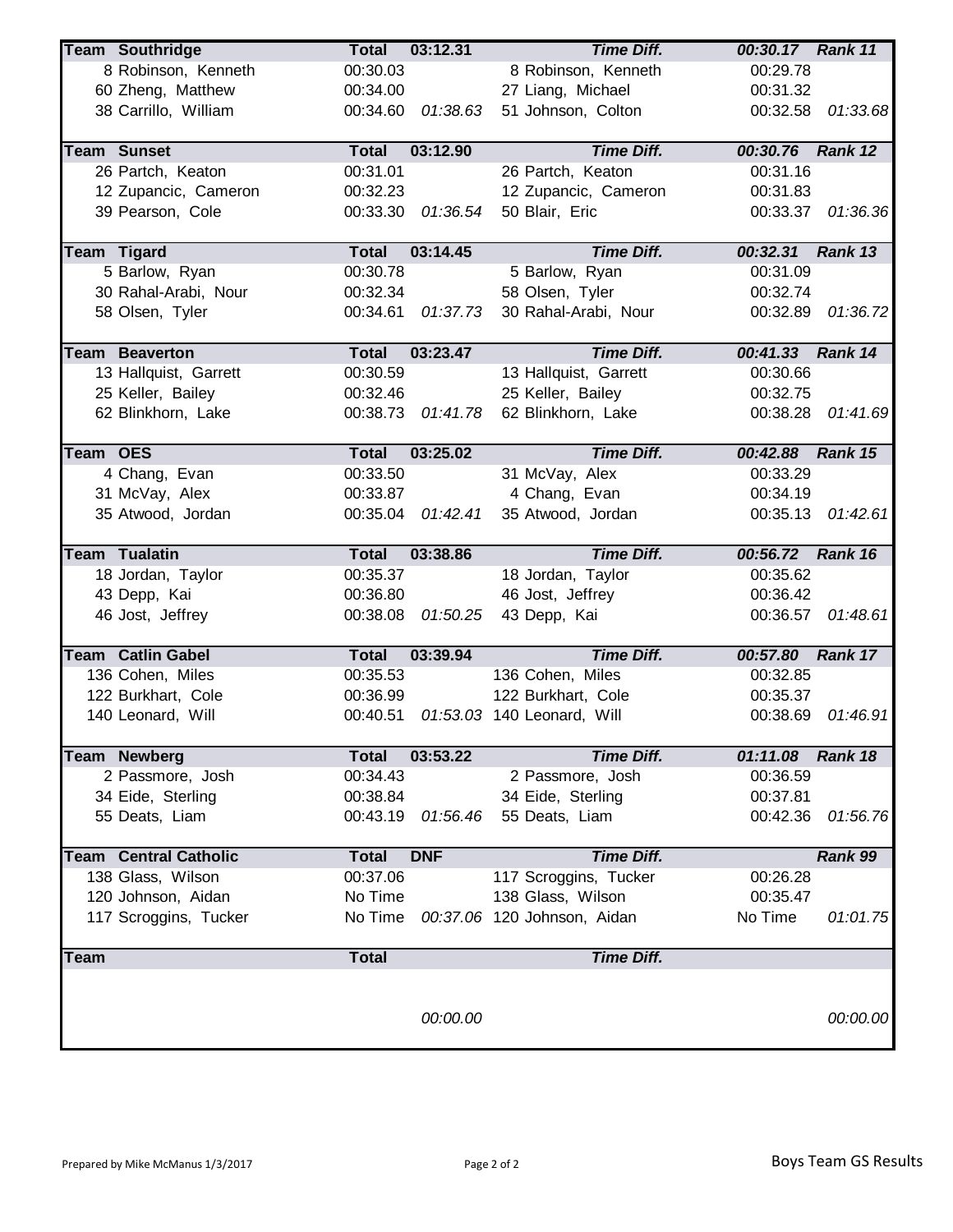| Team | | Total | | | Time Diff. | | |
|---|---|---|---|---|---|---|---|
| **Team** | **Southridge** | **Total** | **03:12.31** | | ***Time Diff.*** | ***00:30.17*** | ***Rank 11*** |
| | 8 Robinson, Kenneth | 00:30.03 | | 8 Robinson, Kenneth | | 00:29.78 | |
| | 60 Zheng, Matthew | 00:34.00 | | 27 Liang, Michael | | 00:31.32 | |
| | 38 Carrillo, William | 00:34.60 | *01:38.63* | 51 Johnson, Colton | | 00:32.58 | *01:33.68* |
| **Team** | **Sunset** | **Total** | **03:12.90** | | ***Time Diff.*** | ***00:30.76*** | ***Rank 12*** |
| | 26 Partch, Keaton | 00:31.01 | | 26 Partch, Keaton | | 00:31.16 | |
| | 12 Zupancic, Cameron | 00:32.23 | | 12 Zupancic, Cameron | | 00:31.83 | |
| | 39 Pearson, Cole | 00:33.30 | *01:36.54* | 50 Blair, Eric | | 00:33.37 | *01:36.36* |
| **Team** | **Tigard** | **Total** | **03:14.45** | | ***Time Diff.*** | ***00:32.31*** | ***Rank 13*** |
| | 5 Barlow, Ryan | 00:30.78 | | 5 Barlow, Ryan | | 00:31.09 | |
| | 30 Rahal-Arabi, Nour | 00:32.34 | | 58 Olsen, Tyler | | 00:32.74 | |
| | 58 Olsen, Tyler | 00:34.61 | *01:37.73* | 30 Rahal-Arabi, Nour | | 00:32.89 | *01:36.72* |
| **Team** | **Beaverton** | **Total** | **03:23.47** | | ***Time Diff.*** | ***00:41.33*** | ***Rank 14*** |
| | 13 Hallquist, Garrett | 00:30.59 | | 13 Hallquist, Garrett | | 00:30.66 | |
| | 25 Keller, Bailey | 00:32.46 | | 25 Keller, Bailey | | 00:32.75 | |
| | 62 Blinkhorn, Lake | 00:38.73 | *01:41.78* | 62 Blinkhorn, Lake | | 00:38.28 | *01:41.69* |
| **Team** | **OES** | **Total** | **03:25.02** | | ***Time Diff.*** | ***00:42.88*** | ***Rank 15*** |
| | 4 Chang, Evan | 00:33.50 | | 31 McVay, Alex | | 00:33.29 | |
| | 31 McVay, Alex | 00:33.87 | | 4 Chang, Evan | | 00:34.19 | |
| | 35 Atwood, Jordan | 00:35.04 | *01:42.41* | 35 Atwood, Jordan | | 00:35.13 | *01:42.61* |
| **Team** | **Tualatin** | **Total** | **03:38.86** | | ***Time Diff.*** | ***00:56.72*** | ***Rank 16*** |
| | 18 Jordan, Taylor | 00:35.37 | | 18 Jordan, Taylor | | 00:35.62 | |
| | 43 Depp, Kai | 00:36.80 | | 46 Jost, Jeffrey | | 00:36.42 | |
| | 46 Jost, Jeffrey | 00:38.08 | *01:50.25* | 43 Depp, Kai | | 00:36.57 | *01:48.61* |
| **Team** | **Catlin Gabel** | **Total** | **03:39.94** | | ***Time Diff.*** | ***00:57.80*** | ***Rank 17*** |
| | 136 Cohen, Miles | 00:35.53 | | 136 Cohen, Miles | | 00:32.85 | |
| | 122 Burkhart, Cole | 00:36.99 | | 122 Burkhart, Cole | | 00:35.37 | |
| | 140 Leonard, Will | 00:40.51 | *01:53.03* | 140 Leonard, Will | | 00:38.69 | *01:46.91* |
| **Team** | **Newberg** | **Total** | **03:53.22** | | ***Time Diff.*** | ***01:11.08*** | ***Rank 18*** |
| | 2 Passmore, Josh | 00:34.43 | | 2 Passmore, Josh | | 00:36.59 | |
| | 34 Eide, Sterling | 00:38.84 | | 34 Eide, Sterling | | 00:37.81 | |
| | 55 Deats, Liam | 00:43.19 | *01:56.46* | 55 Deats, Liam | | 00:42.36 | *01:56.76* |
| **Team** | **Central Catholic** | **Total** | **DNF** | | ***Time Diff.*** | | ***Rank 99*** |
| | 138 Glass, Wilson | 00:37.06 | | 117 Scroggins, Tucker | | 00:26.28 | |
| | 120 Johnson, Aidan | No Time | | 138 Glass, Wilson | | 00:35.47 | |
| | 117 Scroggins, Tucker | No Time | *00:37.06* | 120 Johnson, Aidan | | No Time | *01:01.75* |
| **Team** | | **Total** | | | ***Time Diff.*** | | |
| | | | *00:00.00* | | | | *00:00.00* |

Prepared by Mike McManus 1/3/2017

Boys Team GS Results